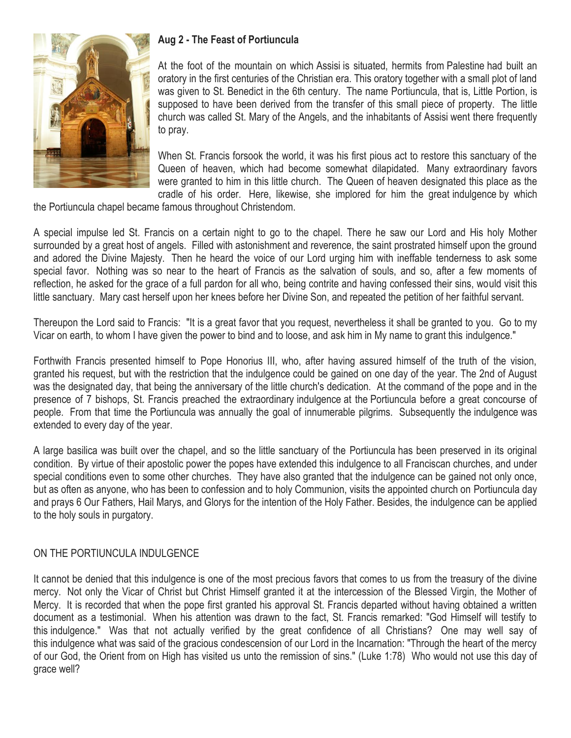## Aug 2 - The Feast of Portiuncula

At the foot of the mountain on which Assisi is situated, hermits from Palestine had built an oratory in the first centuries of the Christian era. This oratory together with a small plot of land was given to St. Benedict in the 6th century. The name Portiuncula, that is, Little Portion, is supposed to have been derived from the transfer of this small piece of property. The little church was called St. Mary of the Angels, and the inhabitants of Assisi went there frequently to pray.

When St. Francis forsook the world, it was his first pious act to restore this sanctuary of the Queen of heaven, which had become somewhat dilapidated. Many extraordinary favors were granted to him in this little church. The Queen of heaven designated this place as the cradle of his order. Here, likewise, she implored for him the great indulgence by which the Portiuncula chapel became famous throughout Christendom.

A special impulse led St. Francis on a certain night to go to the chapel. There he saw our Lord and His holy Mother surrounded by a great host of angels. Filled with astonishment and reverence, the saint prostrated himself upon the ground and adored the Divine Majesty. Then he heard the voice of our Lord urging him with ineffable tenderness to ask some special favor. Nothing was so near to the heart of Francis as the salvation of souls, and so, after a few moments of reflection, he asked for the grace of a full pardon for all who, being contrite and having confessed their sins, would visit this little sanctuary. Mary cast herself upon her knees before her Divine Son, and repeated the petition of her faithful servant.

Thereupon the Lord said to Francis: "It is a great favor that you request, nevertheless it shall be granted to you. Go to my Vicar on earth, to whom I have given the power to bind and to loose, and ask him in My name to grant this indulgence."

Forthwith Francis presented himself to Pope Honorius III, who, after having assured himself of the truth of the vision, granted his request, but with the restriction that the indulgence could be gained on one day of the year. The 2nd of August was the designated day, that being the anniversary of the little church's dedication. At the command of the pope and in the presence of 7 bishops, St. Francis preached the extraordinary indulgence at the Portiuncula before a great concourse of people. From that time the Portiuncula was annually the goal of innumerable pilgrims. Subsequently the indulgence was extended to every day of the year.

A large basilica was built over the chapel, and so the little sanctuary of the Portiuncula has been preserved in its original condition. By virtue of their apostolic power the popes have extended this indulgence to all Franciscan churches, and under special conditions even to some other churches. They have also granted that the indulgence can be gained not only once, but as often as anyone, who has been to confession and to holy Communion, visits the appointed church on Portiuncula day and prays 6 Our Fathers, Hail Marys, and Glorys for the intention of the Holy Father. Besides, the indulgence can be applied to the holy souls in purgatory.

### ON THE PORTIUNCULA INDULGENCE

It cannot be denied that this indulgence is one of the most precious favors that comes to us from the treasury of the divine mercy. Not only the Vicar of Christ but Christ Himself granted it at the intercession of the Blessed Virgin, the Mother of Mercy. It is recorded that when the pope first granted his approval St. Francis departed without having obtained a written document as a testimonial. When his attention was drawn to the fact, St. Francis remarked: "God Himself will testify to this indulgence." Was that not actually verified by the great confidence of all Christians? One may well say of this indulgence what was said of the gracious condescension of our Lord in the Incarnation: "Through the heart of the mercy of our God, the Orient from on High has visited us unto the remission of sins." (Luke 1:78) Who would not use this day of grace well?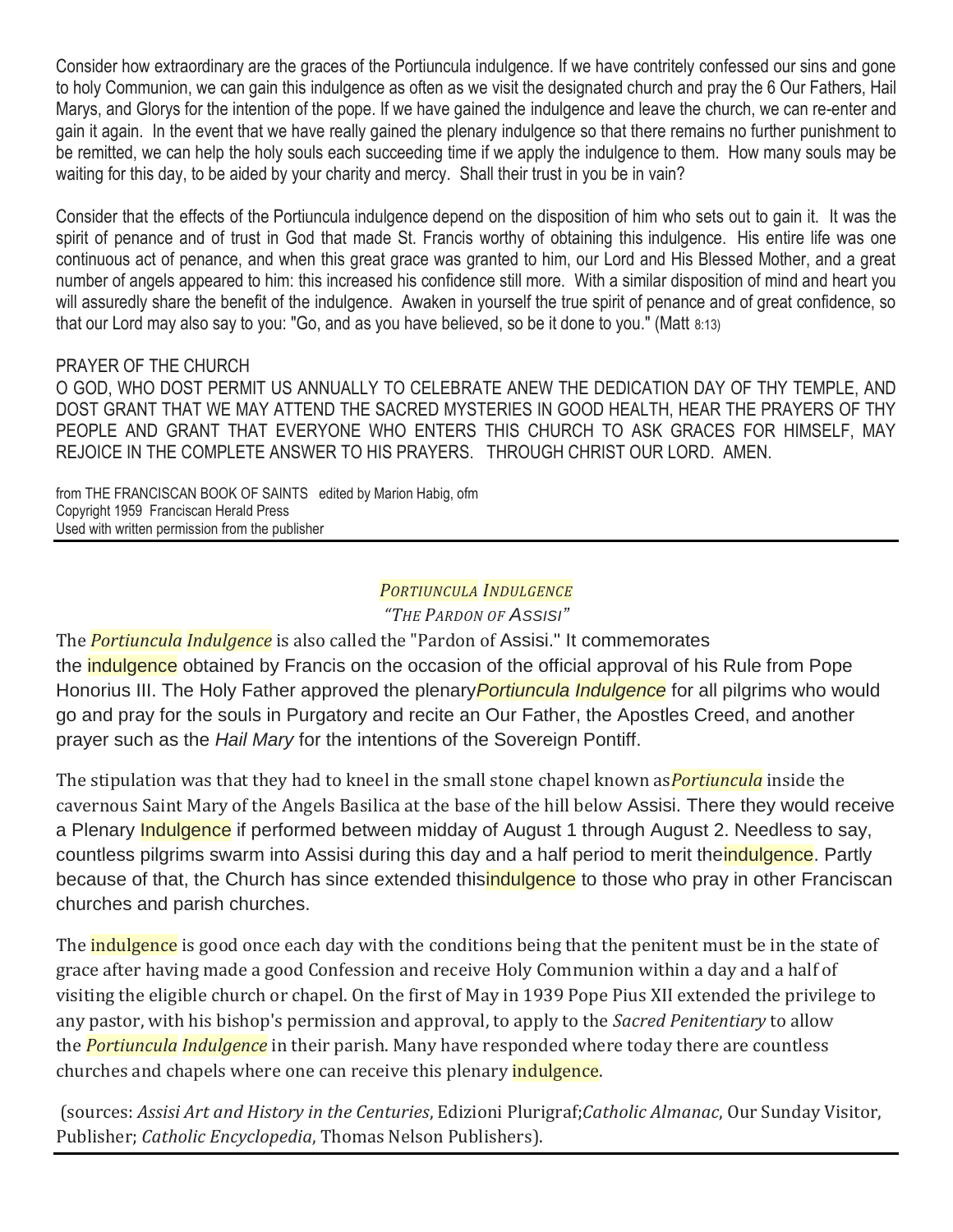Consider how extraordinary are the graces of the Portiuncula indulgence. If we have contritely confessed our sins and gone to holy Communion, we can gain this indulgence as often as we visit the designated church and pray the 6 Our Fathers, Hail Marys, and Glorys for the intention of the pope. If we have gained the indulgence and leave the church, we can re-enter and gain it again. In the event that we have really gained the plenary indulgence so that there remains no further punishment to be remitted, we can help the holy souls each succeeding time if we apply the indulgence to them. How many souls may be waiting for this day, to be aided by your charity and mercy. Shall their trust in you be in vain?

Consider that the effects of the Portiuncula indulgence depend on the disposition of him who sets out to gain it. It was the spirit of penance and of trust in God that made St. Francis worthy of obtaining this indulgence. His entire life was one continuous act of penance, and when this great grace was granted to him, our Lord and His Blessed Mother, and a great number of angels appeared to him: this increased his confidence still more. With a similar disposition of mind and heart you will assuredly share the benefit of the indulgence. Awaken in yourself the true spirit of penance and of great confidence, so that our Lord may also say to you: "Go, and as you have believed, so be it done to you." (Matt 8:13)

PRAYER OF THE CHURCH

O GOD, WHO DOST PERMIT US ANNUALLY TO CELEBRATE ANEW THE DEDICATION DAY OF THY TEMPLE, AND DOST GRANT THAT WE MAY ATTEND THE SACRED MYSTERIES IN GOOD HEALTH, HEAR THE PRAYERS OF THY PEOPLE AND GRANT THAT EVERYONE WHO ENTERS THIS CHURCH TO ASK GRACES FOR HIMSELF, MAY REJOICE IN THE COMPLETE ANSWER TO HIS PRAYERS. THROUGH CHRIST OUR LORD. AMEN.

from THE FRANCISCAN BOOK OF SAINTS edited by Marion Habig, ofm
Copyright 1959 Franciscan Herald Press
Used with written permission from the publisher

---

## *PORTIUNCULA INDULGENCE*

*"THE PARDON OF ASSISI"*

The *Portiuncula Indulgence* is also called the "Pardon of Assisi." It commemorates the indulgence obtained by Francis on the occasion of the official approval of his Rule from Pope Honorius III. The Holy Father approved the plenary *Portiuncula Indulgence* for all pilgrims who would go and pray for the souls in Purgatory and recite an Our Father, the Apostles Creed, and another prayer such as the *Hail Mary* for the intentions of the Sovereign Pontiff.

The stipulation was that they had to kneel in the small stone chapel known as *Portiuncula* inside the cavernous Saint Mary of the Angels Basilica at the base of the hill below Assisi. There they would receive a Plenary Indulgence if performed between midday of August 1 through August 2. Needless to say, countless pilgrims swarm into Assisi during this day and a half period to merit the indulgence. Partly because of that, the Church has since extended this indulgence to those who pray in other Franciscan churches and parish churches.

The indulgence is good once each day with the conditions being that the penitent must be in the state of grace after having made a good Confession and receive Holy Communion within a day and a half of visiting the eligible church or chapel. On the first of May in 1939 Pope Pius XII extended the privilege to any pastor, with his bishop's permission and approval, to apply to the *Sacred Penitentiary* to allow the *Portiuncula Indulgence* in their parish. Many have responded where today there are countless churches and chapels where one can receive this plenary indulgence.

(sources: *Assisi Art and History in the Centuries*, Edizioni Plurigraf; *Catholic Almanac*, Our Sunday Visitor, Publisher; *Catholic Encyclopedia*, Thomas Nelson Publishers).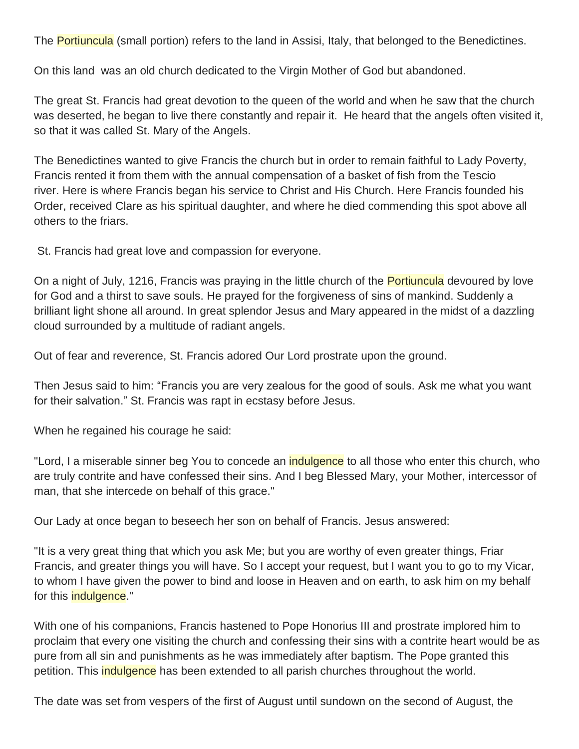The Portiuncula (small portion) refers to the land in Assisi, Italy, that belonged to the Benedictines.

On this land  was an old church dedicated to the Virgin Mother of God but abandoned.

The great St. Francis had great devotion to the queen of the world and when he saw that the church was deserted, he began to live there constantly and repair it.  He heard that the angels often visited it, so that it was called St. Mary of the Angels.

The Benedictines wanted to give Francis the church but in order to remain faithful to Lady Poverty, Francis rented it from them with the annual compensation of a basket of fish from the Tescio river. Here is where Francis began his service to Christ and His Church. Here Francis founded his Order, received Clare as his spiritual daughter, and where he died commending this spot above all others to the friars.

St. Francis had great love and compassion for everyone.

On a night of July, 1216, Francis was praying in the little church of the Portiuncula devoured by love for God and a thirst to save souls. He prayed for the forgiveness of sins of mankind. Suddenly a brilliant light shone all around. In great splendor Jesus and Mary appeared in the midst of a dazzling cloud surrounded by a multitude of radiant angels.

Out of fear and reverence, St. Francis adored Our Lord prostrate upon the ground.

Then Jesus said to him: “Francis you are very zealous for the good of souls. Ask me what you want for their salvation.” St. Francis was rapt in ecstasy before Jesus.

When he regained his courage he said:

"Lord, I a miserable sinner beg You to concede an indulgence to all those who enter this church, who are truly contrite and have confessed their sins. And I beg Blessed Mary, your Mother, intercessor of man, that she intercede on behalf of this grace."

Our Lady at once began to beseech her son on behalf of Francis. Jesus answered:

"It is a very great thing that which you ask Me; but you are worthy of even greater things, Friar Francis, and greater things you will have. So I accept your request, but I want you to go to my Vicar, to whom I have given the power to bind and loose in Heaven and on earth, to ask him on my behalf for this indulgence."

With one of his companions, Francis hastened to Pope Honorius III and prostrate implored him to proclaim that every one visiting the church and confessing their sins with a contrite heart would be as pure from all sin and punishments as he was immediately after baptism. The Pope granted this petition. This indulgence has been extended to all parish churches throughout the world.

The date was set from vespers of the first of August until sundown on the second of August, the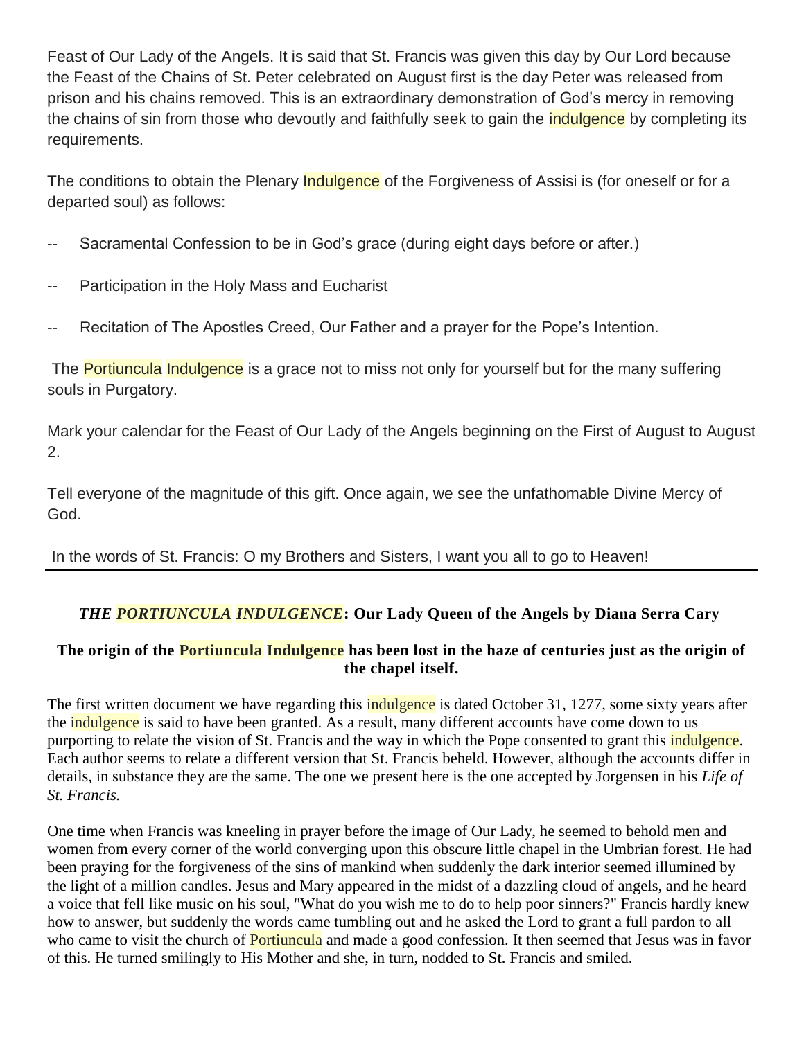Feast of Our Lady of the Angels. It is said that St. Francis was given this day by Our Lord because the Feast of the Chains of St. Peter celebrated on August first is the day Peter was released from prison and his chains removed. This is an extraordinary demonstration of God's mercy in removing the chains of sin from those who devoutly and faithfully seek to gain the indulgence by completing its requirements.

The conditions to obtain the Plenary Indulgence of the Forgiveness of Assisi is (for oneself or for a departed soul) as follows:

-- Sacramental Confession to be in God's grace (during eight days before or after.)

-- Participation in the Holy Mass and Eucharist

-- Recitation of The Apostles Creed, Our Father and a prayer for the Pope's Intention.

The Portiuncula Indulgence is a grace not to miss not only for yourself but for the many suffering souls in Purgatory.

Mark your calendar for the Feast of Our Lady of the Angels beginning on the First of August to August 2.

Tell everyone of the magnitude of this gift. Once again, we see the unfathomable Divine Mercy of God.

In the words of St. Francis: O my Brothers and Sisters, I want you all to go to Heaven!

---

### ***THE PORTIUNCULA INDULGENCE*: Our Lady Queen of the Angels by Diana Serra Cary**

**The origin of the Portiuncula Indulgence has been lost in the haze of centuries just as the origin of the chapel itself.**

The first written document we have regarding this indulgence is dated October 31, 1277, some sixty years after the indulgence is said to have been granted. As a result, many different accounts have come down to us purporting to relate the vision of St. Francis and the way in which the Pope consented to grant this indulgence. Each author seems to relate a different version that St. Francis beheld. However, although the accounts differ in details, in substance they are the same. The one we present here is the one accepted by Jorgensen in his *Life of St. Francis.*

One time when Francis was kneeling in prayer before the image of Our Lady, he seemed to behold men and women from every corner of the world converging upon this obscure little chapel in the Umbrian forest. He had been praying for the forgiveness of the sins of mankind when suddenly the dark interior seemed illumined by the light of a million candles. Jesus and Mary appeared in the midst of a dazzling cloud of angels, and he heard a voice that fell like music on his soul, "What do you wish me to do to help poor sinners?" Francis hardly knew how to answer, but suddenly the words came tumbling out and he asked the Lord to grant a full pardon to all who came to visit the church of Portiuncula and made a good confession. It then seemed that Jesus was in favor of this. He turned smilingly to His Mother and she, in turn, nodded to St. Francis and smiled.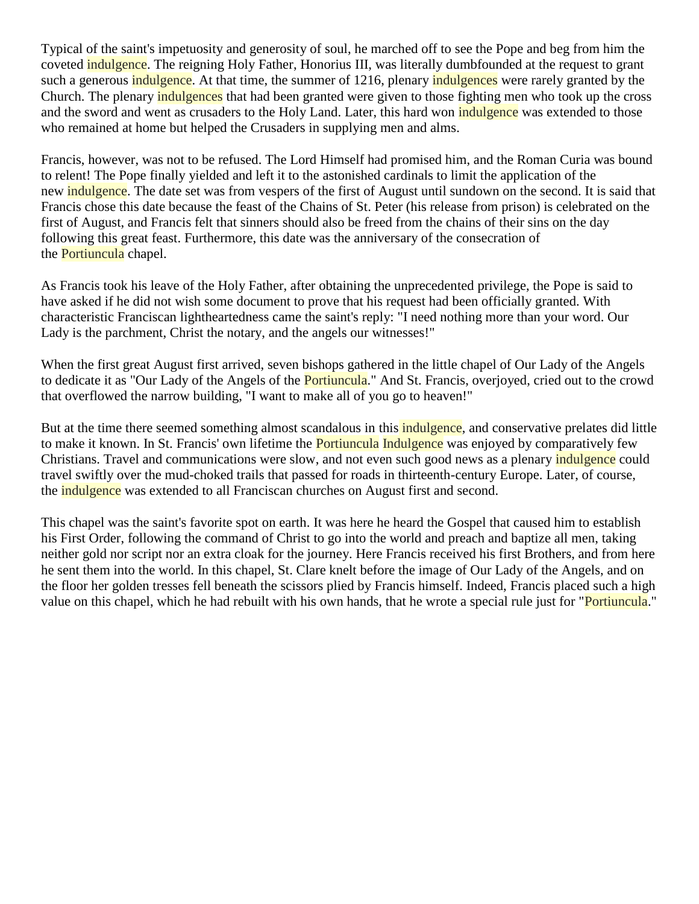Typical of the saint's impetuosity and generosity of soul, he marched off to see the Pope and beg from him the coveted indulgence. The reigning Holy Father, Honorius III, was literally dumbfounded at the request to grant such a generous indulgence. At that time, the summer of 1216, plenary indulgences were rarely granted by the Church. The plenary indulgences that had been granted were given to those fighting men who took up the cross and the sword and went as crusaders to the Holy Land. Later, this hard won indulgence was extended to those who remained at home but helped the Crusaders in supplying men and alms.

Francis, however, was not to be refused. The Lord Himself had promised him, and the Roman Curia was bound to relent! The Pope finally yielded and left it to the astonished cardinals to limit the application of the new indulgence. The date set was from vespers of the first of August until sundown on the second. It is said that Francis chose this date because the feast of the Chains of St. Peter (his release from prison) is celebrated on the first of August, and Francis felt that sinners should also be freed from the chains of their sins on the day following this great feast. Furthermore, this date was the anniversary of the consecration of the Portiuncula chapel.

As Francis took his leave of the Holy Father, after obtaining the unprecedented privilege, the Pope is said to have asked if he did not wish some document to prove that his request had been officially granted. With characteristic Franciscan lightheartedness came the saint's reply: "I need nothing more than your word. Our Lady is the parchment, Christ the notary, and the angels our witnesses!"

When the first great August first arrived, seven bishops gathered in the little chapel of Our Lady of the Angels to dedicate it as "Our Lady of the Angels of the Portiuncula." And St. Francis, overjoyed, cried out to the crowd that overflowed the narrow building, "I want to make all of you go to heaven!"

But at the time there seemed something almost scandalous in this indulgence, and conservative prelates did little to make it known. In St. Francis' own lifetime the Portiuncula Indulgence was enjoyed by comparatively few Christians. Travel and communications were slow, and not even such good news as a plenary indulgence could travel swiftly over the mud-choked trails that passed for roads in thirteenth-century Europe. Later, of course, the indulgence was extended to all Franciscan churches on August first and second.

This chapel was the saint's favorite spot on earth. It was here he heard the Gospel that caused him to establish his First Order, following the command of Christ to go into the world and preach and baptize all men, taking neither gold nor script nor an extra cloak for the journey. Here Francis received his first Brothers, and from here he sent them into the world. In this chapel, St. Clare knelt before the image of Our Lady of the Angels, and on the floor her golden tresses fell beneath the scissors plied by Francis himself. Indeed, Francis placed such a high value on this chapel, which he had rebuilt with his own hands, that he wrote a special rule just for "Portiuncula."